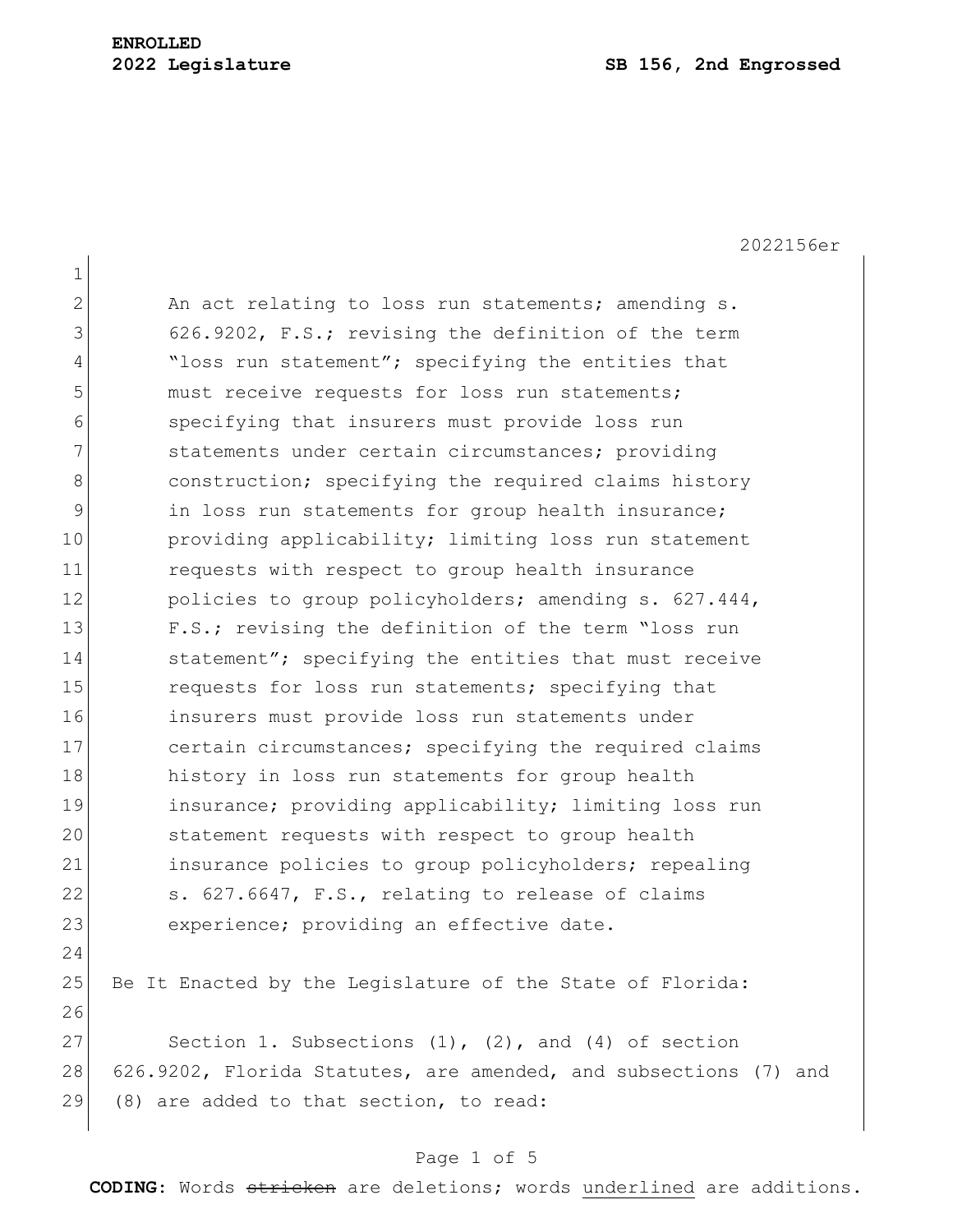**ENROLLED**
**2022 Legislature** **SB 156, 2nd Engrossed**

2022156er

An act relating to loss run statements; amending s. 626.9202, F.S.; revising the definition of the term "loss run statement"; specifying the entities that must receive requests for loss run statements; specifying that insurers must provide loss run statements under certain circumstances; providing construction; specifying the required claims history in loss run statements for group health insurance; providing applicability; limiting loss run statement requests with respect to group health insurance policies to group policyholders; amending s. 627.444, F.S.; revising the definition of the term "loss run statement"; specifying the entities that must receive requests for loss run statements; specifying that insurers must provide loss run statements under certain circumstances; specifying the required claims history in loss run statements for group health insurance; providing applicability; limiting loss run statement requests with respect to group health insurance policies to group policyholders; repealing s. 627.6647, F.S., relating to release of claims experience; providing an effective date.

Be It Enacted by the Legislature of the State of Florida:

Section 1. Subsections (1), (2), and (4) of section 626.9202, Florida Statutes, are amended, and subsections (7) and (8) are added to that section, to read:

**CODING:** Words ~~stricken~~ are deletions; words underlined are additions.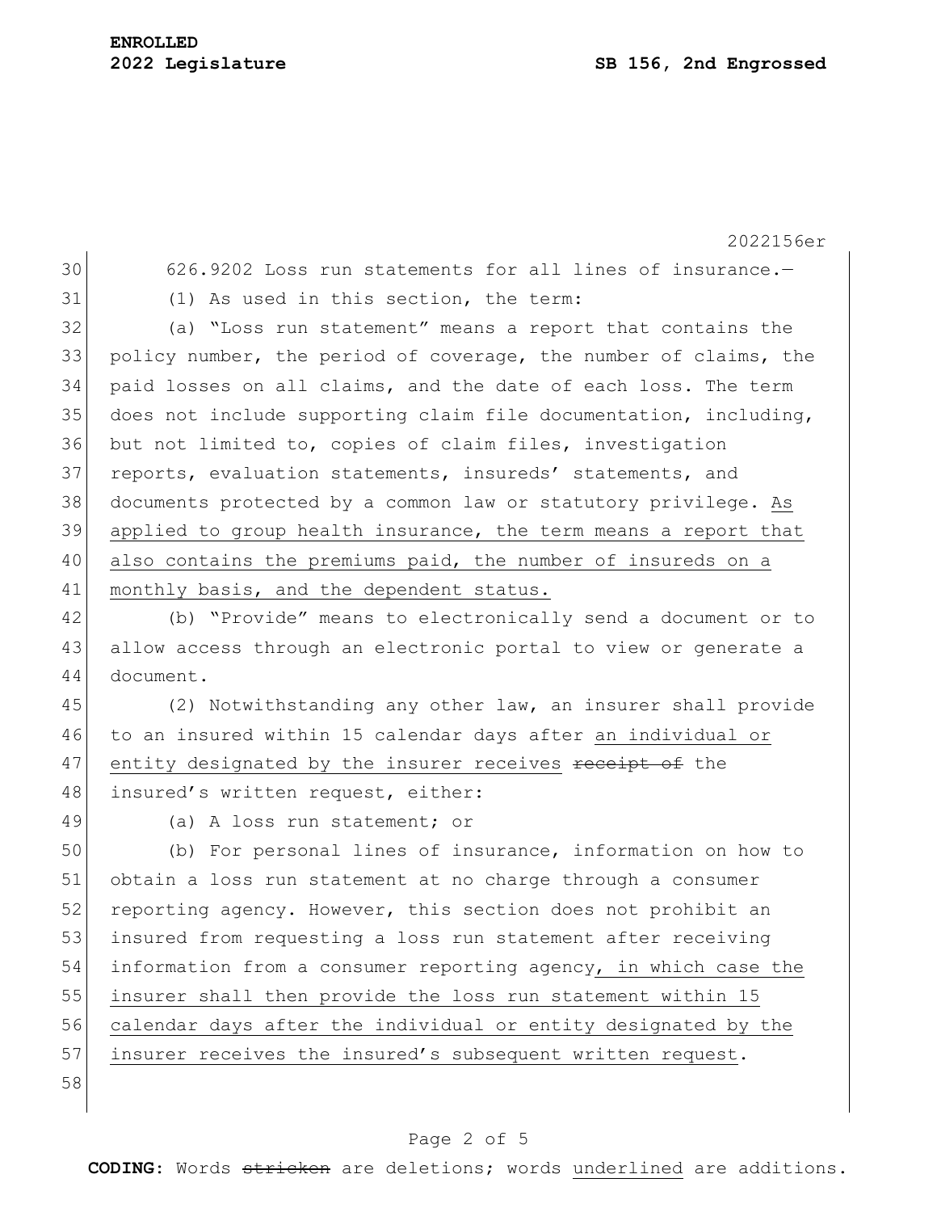626.9202 Loss run statements for all lines of insurance.—

(1) As used in this section, the term:

(a) "Loss run statement" means a report that contains the policy number, the period of coverage, the number of claims, the paid losses on all claims, and the date of each loss. The term does not include supporting claim file documentation, including, but not limited to, copies of claim files, investigation reports, evaluation statements, insureds' statements, and documents protected by a common law or statutory privilege. <u>As applied to group health insurance, the term means a report that also contains the premiums paid, the number of insureds on a monthly basis, and the dependent status.</u>

(b) "Provide" means to electronically send a document or to allow access through an electronic portal to view or generate a document.

(2) Notwithstanding any other law, an insurer shall provide to an insured within 15 calendar days after <u>an individual or entity designated by the insurer receives</u> ~~receipt of~~ the insured's written request, either:

(a) A loss run statement; or

(b) For personal lines of insurance, information on how to obtain a loss run statement at no charge through a consumer reporting agency. However, this section does not prohibit an insured from requesting a loss run statement after receiving information from a consumer reporting agency<u>, in which case the insurer shall then provide the loss run statement within 15 calendar days after the individual or entity designated by the insurer receives the insured's subsequent written request</u>.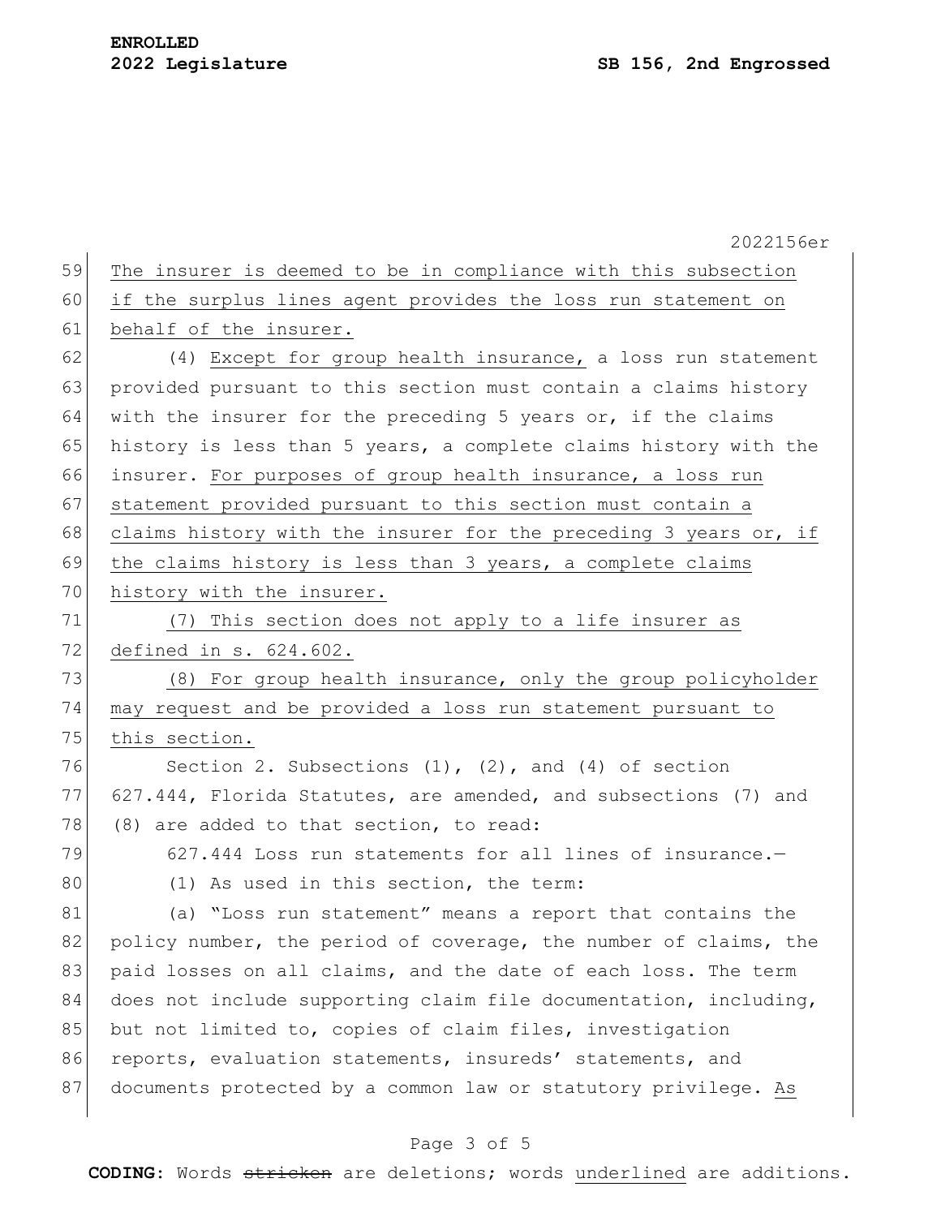The insurer is deemed to be in compliance with this subsection if the surplus lines agent provides the loss run statement on behalf of the insurer.

(4) Except for group health insurance, a loss run statement provided pursuant to this section must contain a claims history with the insurer for the preceding 5 years or, if the claims history is less than 5 years, a complete claims history with the insurer. For purposes of group health insurance, a loss run statement provided pursuant to this section must contain a claims history with the insurer for the preceding 3 years or, if the claims history is less than 3 years, a complete claims history with the insurer.

(7) This section does not apply to a life insurer as defined in s. 624.602.

(8) For group health insurance, only the group policyholder may request and be provided a loss run statement pursuant to this section.

Section 2. Subsections (1), (2), and (4) of section 627.444, Florida Statutes, are amended, and subsections (7) and (8) are added to that section, to read:

627.444 Loss run statements for all lines of insurance.—

(1) As used in this section, the term:

(a) "Loss run statement" means a report that contains the policy number, the period of coverage, the number of claims, the paid losses on all claims, and the date of each loss. The term does not include supporting claim file documentation, including, but not limited to, copies of claim files, investigation reports, evaluation statements, insureds' statements, and documents protected by a common law or statutory privilege. As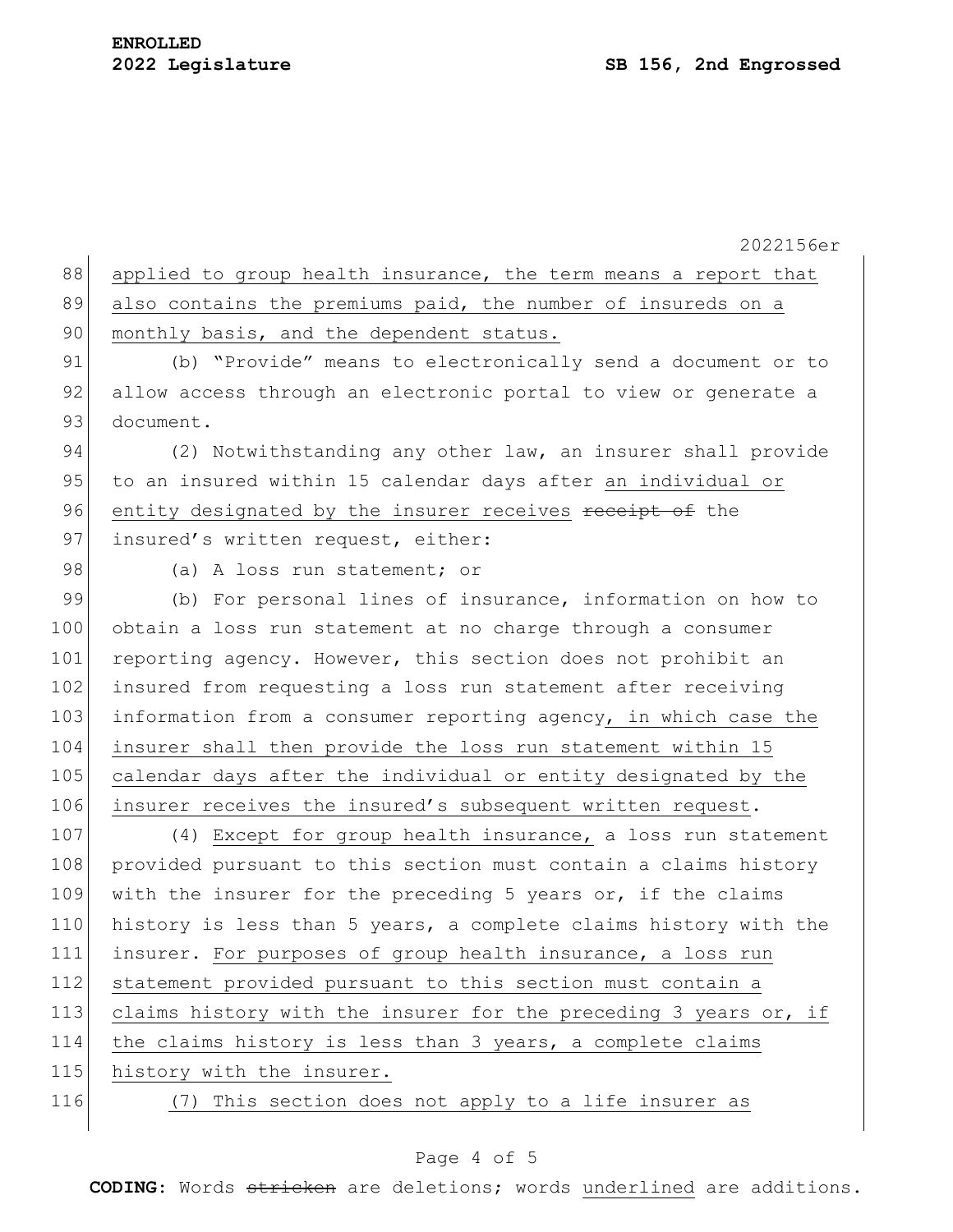applied to group health insurance, the term means a report that also contains the premiums paid, the number of insureds on a monthly basis, and the dependent status.

(b) "Provide" means to electronically send a document or to allow access through an electronic portal to view or generate a document.

(2) Notwithstanding any other law, an insurer shall provide to an insured within 15 calendar days after an individual or entity designated by the insurer receives ~~receipt of~~ the insured's written request, either:

(a) A loss run statement; or

(b) For personal lines of insurance, information on how to obtain a loss run statement at no charge through a consumer reporting agency. However, this section does not prohibit an insured from requesting a loss run statement after receiving information from a consumer reporting agency, in which case the insurer shall then provide the loss run statement within 15 calendar days after the individual or entity designated by the insurer receives the insured's subsequent written request.

(4) Except for group health insurance, a loss run statement provided pursuant to this section must contain a claims history with the insurer for the preceding 5 years or, if the claims history is less than 5 years, a complete claims history with the insurer. For purposes of group health insurance, a loss run statement provided pursuant to this section must contain a claims history with the insurer for the preceding 3 years or, if the claims history is less than 3 years, a complete claims history with the insurer.

(7) This section does not apply to a life insurer as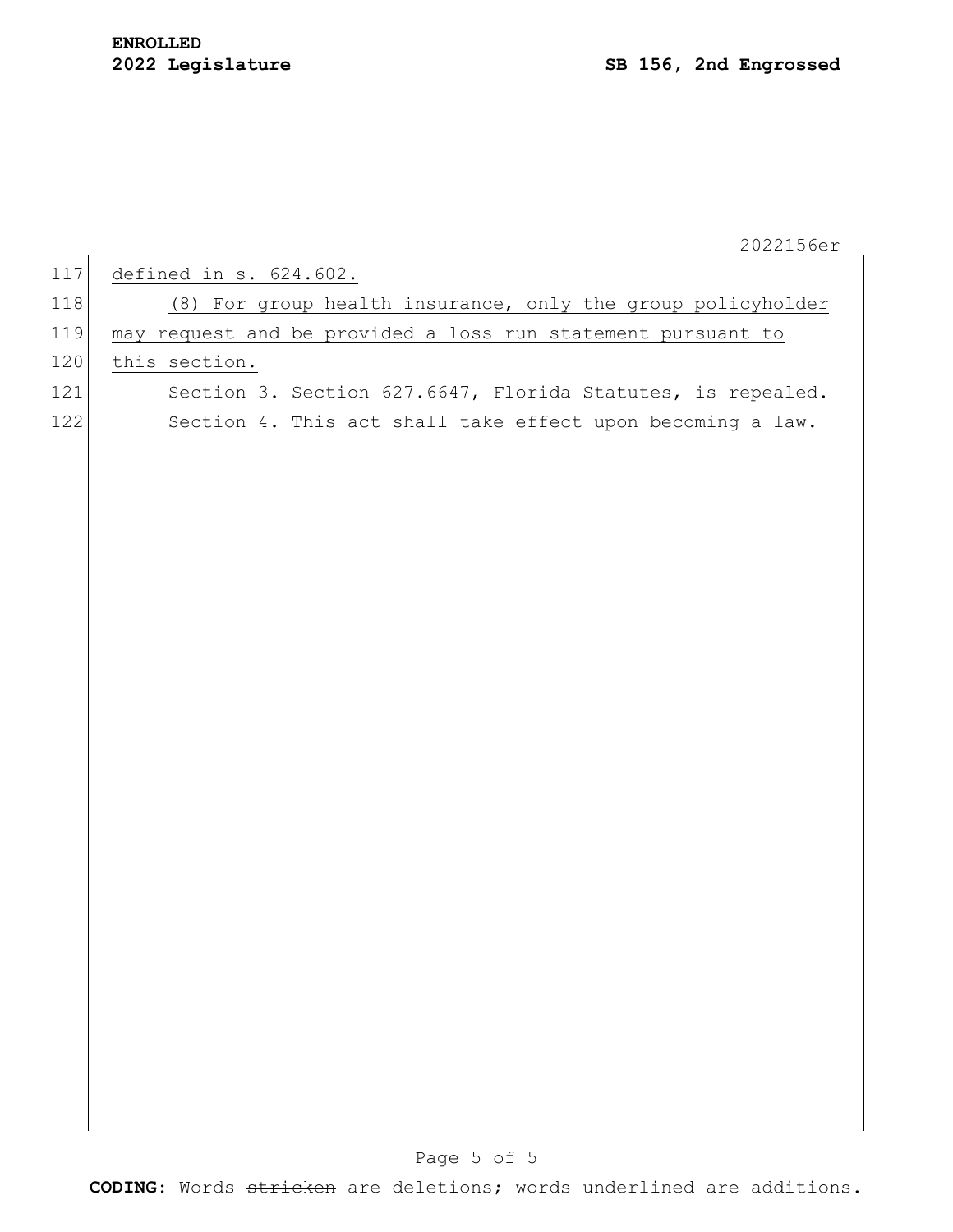defined in s. 624.602.

(8) For group health insurance, only the group policyholder may request and be provided a loss run statement pursuant to this section.

Section 3. Section 627.6647, Florida Statutes, is repealed.

Section 4. This act shall take effect upon becoming a law.